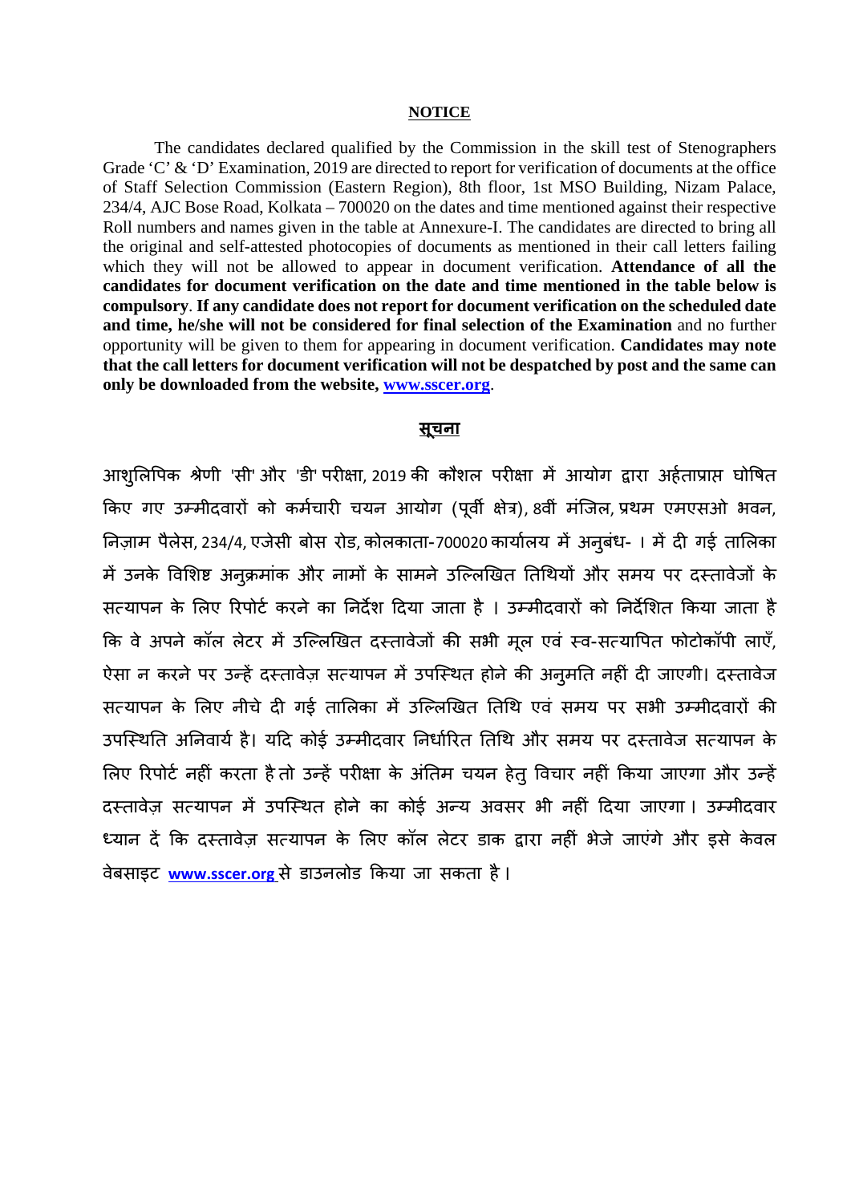## NOTICE

The candidates declared qualified by the Commission in the skill test of Stenographers Grade 'C' & 'D' Examination, 2019 are directed to report for verification of documents at the office of Staff Selection Commission (Eastern Region), 8th floor, 1st MSO Building, Nizam Palace, 234/4, AJC Bose Road, Kolkata – 700020 on the dates and time mentioned against their respective Roll numbers and names given in the table at Annexure-I. The candidates are directed to bring all the original and self-attested photocopies of documents as mentioned in their call letters failing which they will not be allowed to appear in document verification. **Attendance of all the candidates for document verification on the date and time mentioned in the table below is compulsory**. **If any candidate does not report for document verification on the scheduled date and time, he/she will not be considered for final selection of the Examination** and no further opportunity will be given to them for appearing in document verification. **Candidates may note that the call letters for document verification will not be despatched by post and the same can only be downloaded from the website, www.sscer.org**.

## सूचना

आशुलिपिक श्रेणी 'सी' और 'डी' परीक्षा, 2019 की कौशल परीक्षा में आयोग द्वारा अर्हताप्राप्त घोषित किए गए उम्मीदवारों को कर्मचारी चयन आयोग (पूर्वी क्षेत्र), 8वीं मंजिल, प्रथम एमएसओ भवन, निज़ाम पैलेस, 234/4, एजेसी बोस रोड, कोलकाता-700020 कार्यालय में अनुबंध- । में दी गई तालिका में उनके विशिष्ट अनुक्रमांक और नामों के सामने उल्लिखित तिथियों और समय पर दस्तावेजों के सत्यापन के लिए रिपोर्ट करने का निर्देश दिया जाता है । उम्मीदवारों को निर्देशित किया जाता है कि वे अपने कॉल लेटर में उल्लिखित दस्तावेजों की सभी मूल एवं स्व-सत्यापित फोटोकॉपी लाएँ, ऐसा न करने पर उन्हें दस्तावेज़ सत्यापन में उपस्थित होने की अनुमति नहीं दी जाएगी। दस्तावेज सत्यापन के लिए नीचे दी गई तालिका में उल्लिखित तिथि एवं समय पर सभी उम्मीदवारों की उपस्थिति अनिवार्य है। यदि कोई उम्मीदवार निर्धारित तिथि और समय पर दस्तावेज सत्यापन के लिए रिपोर्ट नहीं करता है तो उन्हें परीक्षा के अंतिम चयन हेतु विचार नहीं किया जाएगा और उन्हें दस्तावेज़ सत्यापन में उपस्थित होने का कोई अन्य अवसर भी नहीं दिया जाएगा। उम्मीदवार ध्यान दें कि दस्तावेज़ सत्यापन के लिए कॉल लेटर डाक द्वारा नहीं भेजे जाएंगे और इसे केवल वेबसाइट **www.sscer.org** से डाउनलोड किया जा सकता है।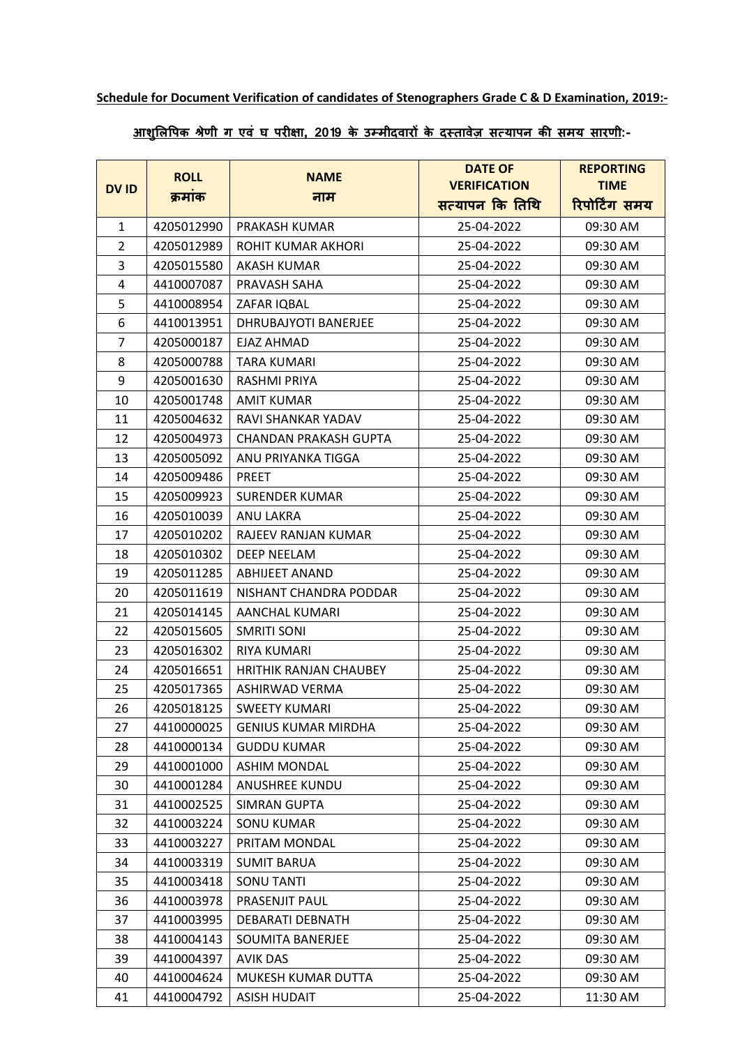**Schedule for Document Verification of candidates of Stenographers Grade C & D Examination, 2019:-**

**आशुलिपिक श्रेणी ग एवं घ परीक्षा, 2019 के उम्मीदवारों के दस्तावेज़ सत्यापन की समय सारणी:-**

| DV ID | ROLL क्रमांक | NAME नाम | DATE OF VERIFICATION सत्यापन कि तिथि | REPORTING TIME रिपोर्टिंग समय |
|---|---|---|---|---|
| 1 | 4205012990 | PRAKASH KUMAR | 25-04-2022 | 09:30 AM |
| 2 | 4205012989 | ROHIT KUMAR AKHORI | 25-04-2022 | 09:30 AM |
| 3 | 4205015580 | AKASH KUMAR | 25-04-2022 | 09:30 AM |
| 4 | 4410007087 | PRAVASH SAHA | 25-04-2022 | 09:30 AM |
| 5 | 4410008954 | ZAFAR IQBAL | 25-04-2022 | 09:30 AM |
| 6 | 4410013951 | DHRUBAJYOTI BANERJEE | 25-04-2022 | 09:30 AM |
| 7 | 4205000187 | EJAZ AHMAD | 25-04-2022 | 09:30 AM |
| 8 | 4205000788 | TARA KUMARI | 25-04-2022 | 09:30 AM |
| 9 | 4205001630 | RASHMI PRIYA | 25-04-2022 | 09:30 AM |
| 10 | 4205001748 | AMIT KUMAR | 25-04-2022 | 09:30 AM |
| 11 | 4205004632 | RAVI SHANKAR YADAV | 25-04-2022 | 09:30 AM |
| 12 | 4205004973 | CHANDAN PRAKASH GUPTA | 25-04-2022 | 09:30 AM |
| 13 | 4205005092 | ANU PRIYANKA TIGGA | 25-04-2022 | 09:30 AM |
| 14 | 4205009486 | PREET | 25-04-2022 | 09:30 AM |
| 15 | 4205009923 | SURENDER KUMAR | 25-04-2022 | 09:30 AM |
| 16 | 4205010039 | ANU LAKRA | 25-04-2022 | 09:30 AM |
| 17 | 4205010202 | RAJEEV RANJAN KUMAR | 25-04-2022 | 09:30 AM |
| 18 | 4205010302 | DEEP NEELAM | 25-04-2022 | 09:30 AM |
| 19 | 4205011285 | ABHIJEET ANAND | 25-04-2022 | 09:30 AM |
| 20 | 4205011619 | NISHANT CHANDRA PODDAR | 25-04-2022 | 09:30 AM |
| 21 | 4205014145 | AANCHAL KUMARI | 25-04-2022 | 09:30 AM |
| 22 | 4205015605 | SMRITI SONI | 25-04-2022 | 09:30 AM |
| 23 | 4205016302 | RIYA KUMARI | 25-04-2022 | 09:30 AM |
| 24 | 4205016651 | HRITHIK RANJAN CHAUBEY | 25-04-2022 | 09:30 AM |
| 25 | 4205017365 | ASHIRWAD VERMA | 25-04-2022 | 09:30 AM |
| 26 | 4205018125 | SWEETY KUMARI | 25-04-2022 | 09:30 AM |
| 27 | 4410000025 | GENIUS KUMAR MIRDHA | 25-04-2022 | 09:30 AM |
| 28 | 4410000134 | GUDDU KUMAR | 25-04-2022 | 09:30 AM |
| 29 | 4410001000 | ASHIM MONDAL | 25-04-2022 | 09:30 AM |
| 30 | 4410001284 | ANUSHREE KUNDU | 25-04-2022 | 09:30 AM |
| 31 | 4410002525 | SIMRAN GUPTA | 25-04-2022 | 09:30 AM |
| 32 | 4410003224 | SONU KUMAR | 25-04-2022 | 09:30 AM |
| 33 | 4410003227 | PRITAM MONDAL | 25-04-2022 | 09:30 AM |
| 34 | 4410003319 | SUMIT BARUA | 25-04-2022 | 09:30 AM |
| 35 | 4410003418 | SONU TANTI | 25-04-2022 | 09:30 AM |
| 36 | 4410003978 | PRASENJIT PAUL | 25-04-2022 | 09:30 AM |
| 37 | 4410003995 | DEBARATI DEBNATH | 25-04-2022 | 09:30 AM |
| 38 | 4410004143 | SOUMITA BANERJEE | 25-04-2022 | 09:30 AM |
| 39 | 4410004397 | AVIK DAS | 25-04-2022 | 09:30 AM |
| 40 | 4410004624 | MUKESH KUMAR DUTTA | 25-04-2022 | 09:30 AM |
| 41 | 4410004792 | ASISH HUDAIT | 25-04-2022 | 11:30 AM |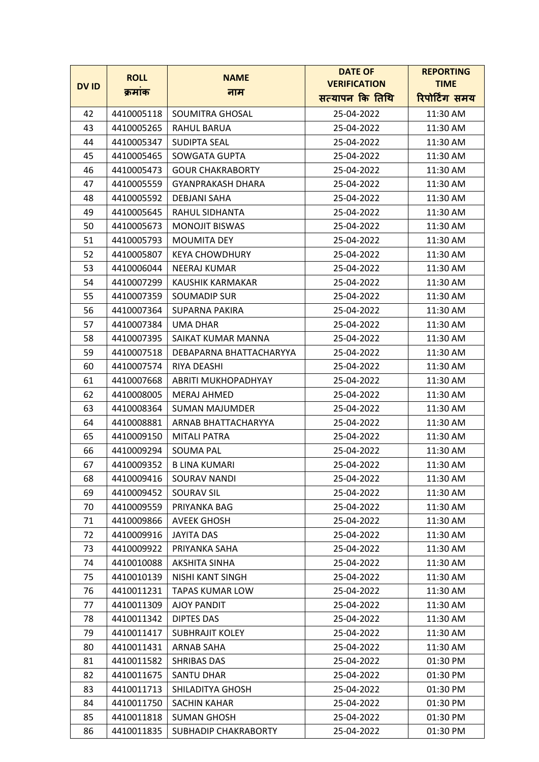| DV ID | ROLL<br>क्रमांक | NAME<br>नाम | DATE OF VERIFICATION<br>सत्यापन कि तिथि | REPORTING TIME<br>रिपोर्टिंग समय |
|---|---|---|---|---|
| 42 | 4410005118 | SOUMITRA GHOSAL | 25-04-2022 | 11:30 AM |
| 43 | 4410005265 | RAHUL BARUA | 25-04-2022 | 11:30 AM |
| 44 | 4410005347 | SUDIPTA SEAL | 25-04-2022 | 11:30 AM |
| 45 | 4410005465 | SOWGATA GUPTA | 25-04-2022 | 11:30 AM |
| 46 | 4410005473 | GOUR CHAKRABORTY | 25-04-2022 | 11:30 AM |
| 47 | 4410005559 | GYANPRAKASH DHARA | 25-04-2022 | 11:30 AM |
| 48 | 4410005592 | DEBJANI SAHA | 25-04-2022 | 11:30 AM |
| 49 | 4410005645 | RAHUL SIDHANTA | 25-04-2022 | 11:30 AM |
| 50 | 4410005673 | MONOJIT BISWAS | 25-04-2022 | 11:30 AM |
| 51 | 4410005793 | MOUMITA DEY | 25-04-2022 | 11:30 AM |
| 52 | 4410005807 | KEYA CHOWDHURY | 25-04-2022 | 11:30 AM |
| 53 | 4410006044 | NEERAJ KUMAR | 25-04-2022 | 11:30 AM |
| 54 | 4410007299 | KAUSHIK KARMAKAR | 25-04-2022 | 11:30 AM |
| 55 | 4410007359 | SOUMADIP SUR | 25-04-2022 | 11:30 AM |
| 56 | 4410007364 | SUPARNA PAKIRA | 25-04-2022 | 11:30 AM |
| 57 | 4410007384 | UMA DHAR | 25-04-2022 | 11:30 AM |
| 58 | 4410007395 | SAIKAT KUMAR MANNA | 25-04-2022 | 11:30 AM |
| 59 | 4410007518 | DEBAPARNA BHATTACHARYYA | 25-04-2022 | 11:30 AM |
| 60 | 4410007574 | RIYA DEASHI | 25-04-2022 | 11:30 AM |
| 61 | 4410007668 | ABRITI MUKHOPADHYAY | 25-04-2022 | 11:30 AM |
| 62 | 4410008005 | MERAJ AHMED | 25-04-2022 | 11:30 AM |
| 63 | 4410008364 | SUMAN MAJUMDER | 25-04-2022 | 11:30 AM |
| 64 | 4410008881 | ARNAB BHATTACHARYYA | 25-04-2022 | 11:30 AM |
| 65 | 4410009150 | MITALI PATRA | 25-04-2022 | 11:30 AM |
| 66 | 4410009294 | SOUMA PAL | 25-04-2022 | 11:30 AM |
| 67 | 4410009352 | B LINA KUMARI | 25-04-2022 | 11:30 AM |
| 68 | 4410009416 | SOURAV NANDI | 25-04-2022 | 11:30 AM |
| 69 | 4410009452 | SOURAV SIL | 25-04-2022 | 11:30 AM |
| 70 | 4410009559 | PRIYANKA BAG | 25-04-2022 | 11:30 AM |
| 71 | 4410009866 | AVEEK GHOSH | 25-04-2022 | 11:30 AM |
| 72 | 4410009916 | JAYITA DAS | 25-04-2022 | 11:30 AM |
| 73 | 4410009922 | PRIYANKA SAHA | 25-04-2022 | 11:30 AM |
| 74 | 4410010088 | AKSHITA SINHA | 25-04-2022 | 11:30 AM |
| 75 | 4410010139 | NISHI KANT SINGH | 25-04-2022 | 11:30 AM |
| 76 | 4410011231 | TAPAS KUMAR LOW | 25-04-2022 | 11:30 AM |
| 77 | 4410011309 | AJOY PANDIT | 25-04-2022 | 11:30 AM |
| 78 | 4410011342 | DIPTES DAS | 25-04-2022 | 11:30 AM |
| 79 | 4410011417 | SUBHRAJIT KOLEY | 25-04-2022 | 11:30 AM |
| 80 | 4410011431 | ARNAB SAHA | 25-04-2022 | 11:30 AM |
| 81 | 4410011582 | SHRIBAS DAS | 25-04-2022 | 01:30 PM |
| 82 | 4410011675 | SANTU DHAR | 25-04-2022 | 01:30 PM |
| 83 | 4410011713 | SHILADITYA GHOSH | 25-04-2022 | 01:30 PM |
| 84 | 4410011750 | SACHIN KAHAR | 25-04-2022 | 01:30 PM |
| 85 | 4410011818 | SUMAN GHOSH | 25-04-2022 | 01:30 PM |
| 86 | 4410011835 | SUBHADIP CHAKRABORTY | 25-04-2022 | 01:30 PM |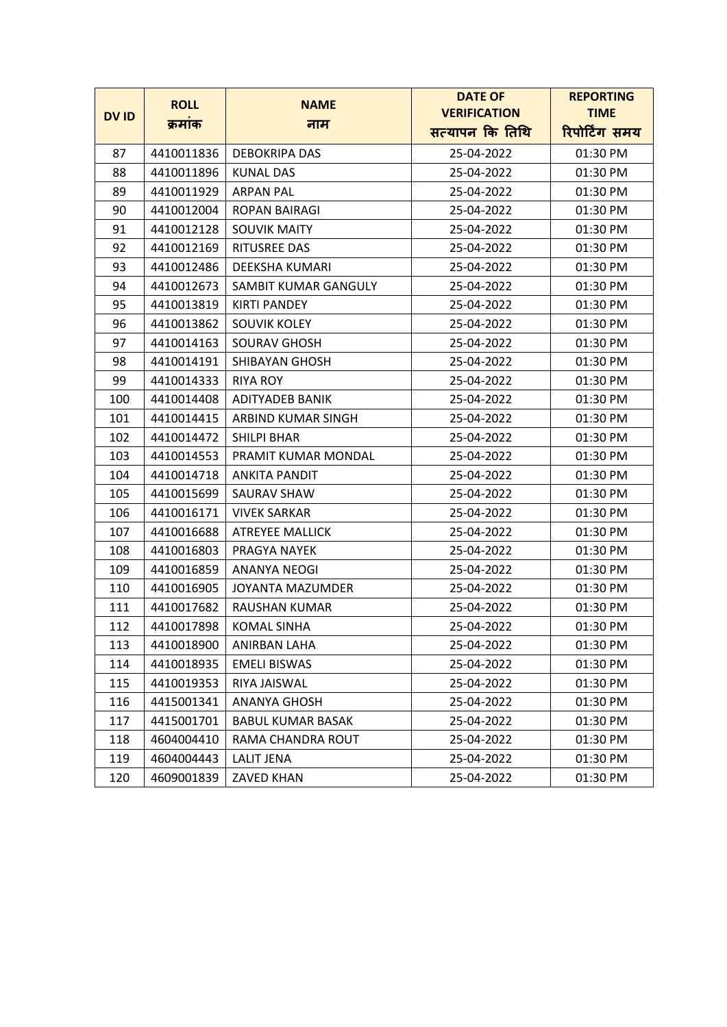| DV ID | ROLL<br>क्रमांक | NAME<br>नाम | DATE OF VERIFICATION<br>सत्यापन कि तिथि | REPORTING TIME<br>रिपोर्टिंग समय |
|---|---|---|---|---|
| 87 | 4410011836 | DEBOKRIPA DAS | 25-04-2022 | 01:30 PM |
| 88 | 4410011896 | KUNAL DAS | 25-04-2022 | 01:30 PM |
| 89 | 4410011929 | ARPAN PAL | 25-04-2022 | 01:30 PM |
| 90 | 4410012004 | ROPAN BAIRAGI | 25-04-2022 | 01:30 PM |
| 91 | 4410012128 | SOUVIK MAITY | 25-04-2022 | 01:30 PM |
| 92 | 4410012169 | RITUSREE DAS | 25-04-2022 | 01:30 PM |
| 93 | 4410012486 | DEEKSHA KUMARI | 25-04-2022 | 01:30 PM |
| 94 | 4410012673 | SAMBIT KUMAR GANGULY | 25-04-2022 | 01:30 PM |
| 95 | 4410013819 | KIRTI PANDEY | 25-04-2022 | 01:30 PM |
| 96 | 4410013862 | SOUVIK KOLEY | 25-04-2022 | 01:30 PM |
| 97 | 4410014163 | SOURAV GHOSH | 25-04-2022 | 01:30 PM |
| 98 | 4410014191 | SHIBAYAN GHOSH | 25-04-2022 | 01:30 PM |
| 99 | 4410014333 | RIYA ROY | 25-04-2022 | 01:30 PM |
| 100 | 4410014408 | ADITYADEB BANIK | 25-04-2022 | 01:30 PM |
| 101 | 4410014415 | ARBIND KUMAR SINGH | 25-04-2022 | 01:30 PM |
| 102 | 4410014472 | SHILPI BHAR | 25-04-2022 | 01:30 PM |
| 103 | 4410014553 | PRAMIT KUMAR MONDAL | 25-04-2022 | 01:30 PM |
| 104 | 4410014718 | ANKITA PANDIT | 25-04-2022 | 01:30 PM |
| 105 | 4410015699 | SAURAV SHAW | 25-04-2022 | 01:30 PM |
| 106 | 4410016171 | VIVEK SARKAR | 25-04-2022 | 01:30 PM |
| 107 | 4410016688 | ATREYEE MALLICK | 25-04-2022 | 01:30 PM |
| 108 | 4410016803 | PRAGYA NAYEK | 25-04-2022 | 01:30 PM |
| 109 | 4410016859 | ANANYA NEOGI | 25-04-2022 | 01:30 PM |
| 110 | 4410016905 | JOYANTA MAZUMDER | 25-04-2022 | 01:30 PM |
| 111 | 4410017682 | RAUSHAN KUMAR | 25-04-2022 | 01:30 PM |
| 112 | 4410017898 | KOMAL SINHA | 25-04-2022 | 01:30 PM |
| 113 | 4410018900 | ANIRBAN LAHA | 25-04-2022 | 01:30 PM |
| 114 | 4410018935 | EMELI BISWAS | 25-04-2022 | 01:30 PM |
| 115 | 4410019353 | RIYA JAISWAL | 25-04-2022 | 01:30 PM |
| 116 | 4415001341 | ANANYA GHOSH | 25-04-2022 | 01:30 PM |
| 117 | 4415001701 | BABUL KUMAR BASAK | 25-04-2022 | 01:30 PM |
| 118 | 4604004410 | RAMA CHANDRA ROUT | 25-04-2022 | 01:30 PM |
| 119 | 4604004443 | LALIT JENA | 25-04-2022 | 01:30 PM |
| 120 | 4609001839 | ZAVED KHAN | 25-04-2022 | 01:30 PM |